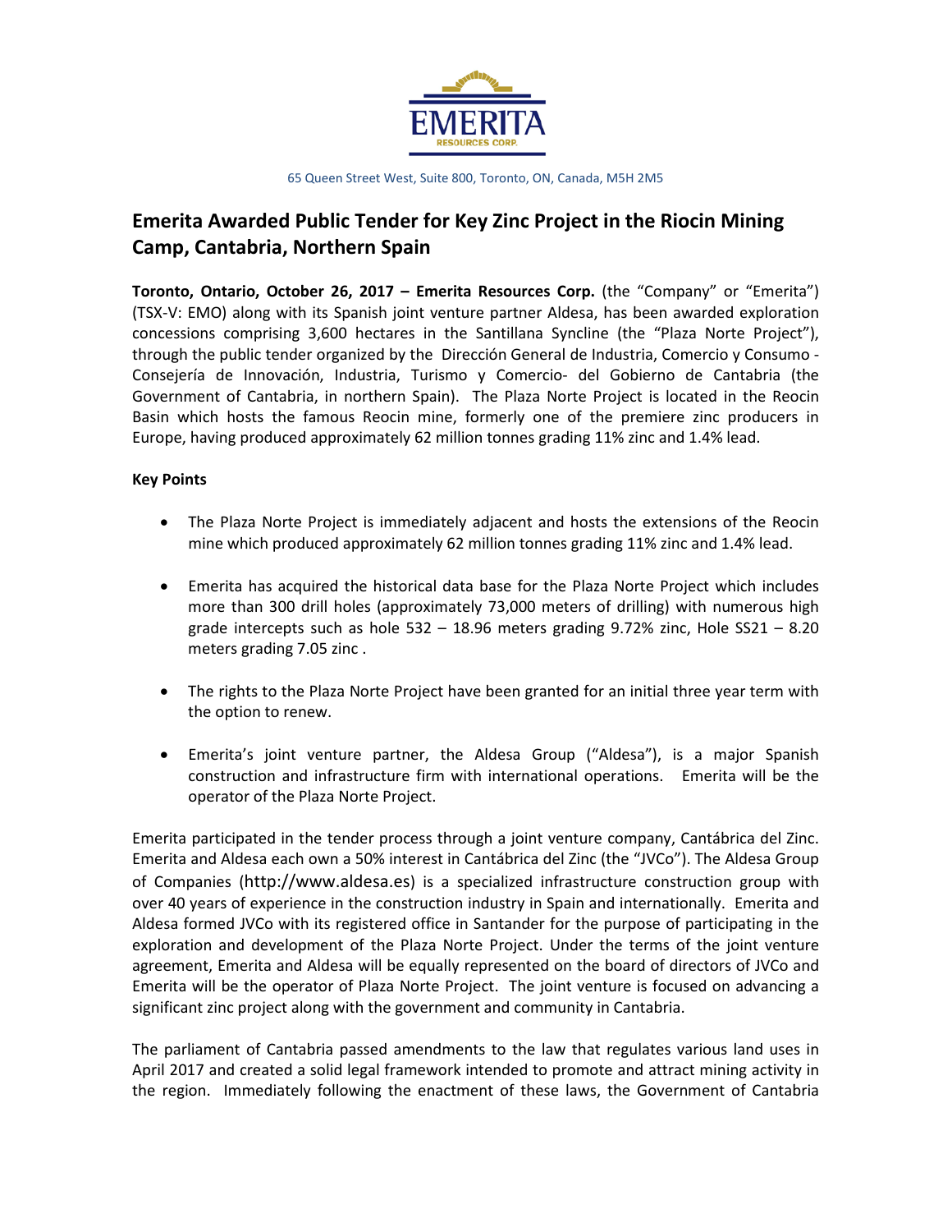EMERITA
RESOURCES CORP.

65 Queen Street West, Suite 800, Toronto, ON, Canada, M5H 2M5

# Emerita Awarded Public Tender for Key Zinc Project in the Riocin Mining Camp, Cantabria, Northern Spain

**Toronto, Ontario, October 26, 2017 – Emerita Resources Corp.** (the "Company" or "Emerita") (TSX-V: EMO) along with its Spanish joint venture partner Aldesa, has been awarded exploration concessions comprising 3,600 hectares in the Santillana Syncline (the "Plaza Norte Project"), through the public tender organized by the Dirección General de Industria, Comercio y Consumo - Consejería de Innovación, Industria, Turismo y Comercio- del Gobierno de Cantabria (the Government of Cantabria, in northern Spain). The Plaza Norte Project is located in the Reocin Basin which hosts the famous Reocin mine, formerly one of the premiere zinc producers in Europe, having produced approximately 62 million tonnes grading 11% zinc and 1.4% lead.

**Key Points**

- The Plaza Norte Project is immediately adjacent and hosts the extensions of the Reocin mine which produced approximately 62 million tonnes grading 11% zinc and 1.4% lead.
- Emerita has acquired the historical data base for the Plaza Norte Project which includes more than 300 drill holes (approximately 73,000 meters of drilling) with numerous high grade intercepts such as hole 532 – 18.96 meters grading 9.72% zinc, Hole SS21 – 8.20 meters grading 7.05 zinc .
- The rights to the Plaza Norte Project have been granted for an initial three year term with the option to renew.
- Emerita's joint venture partner, the Aldesa Group ("Aldesa"), is a major Spanish construction and infrastructure firm with international operations. Emerita will be the operator of the Plaza Norte Project.

Emerita participated in the tender process through a joint venture company, Cantábrica del Zinc. Emerita and Aldesa each own a 50% interest in Cantábrica del Zinc (the "JVCo"). The Aldesa Group of Companies (http://www.aldesa.es) is a specialized infrastructure construction group with over 40 years of experience in the construction industry in Spain and internationally. Emerita and Aldesa formed JVCo with its registered office in Santander for the purpose of participating in the exploration and development of the Plaza Norte Project. Under the terms of the joint venture agreement, Emerita and Aldesa will be equally represented on the board of directors of JVCo and Emerita will be the operator of Plaza Norte Project. The joint venture is focused on advancing a significant zinc project along with the government and community in Cantabria.

The parliament of Cantabria passed amendments to the law that regulates various land uses in April 2017 and created a solid legal framework intended to promote and attract mining activity in the region. Immediately following the enactment of these laws, the Government of Cantabria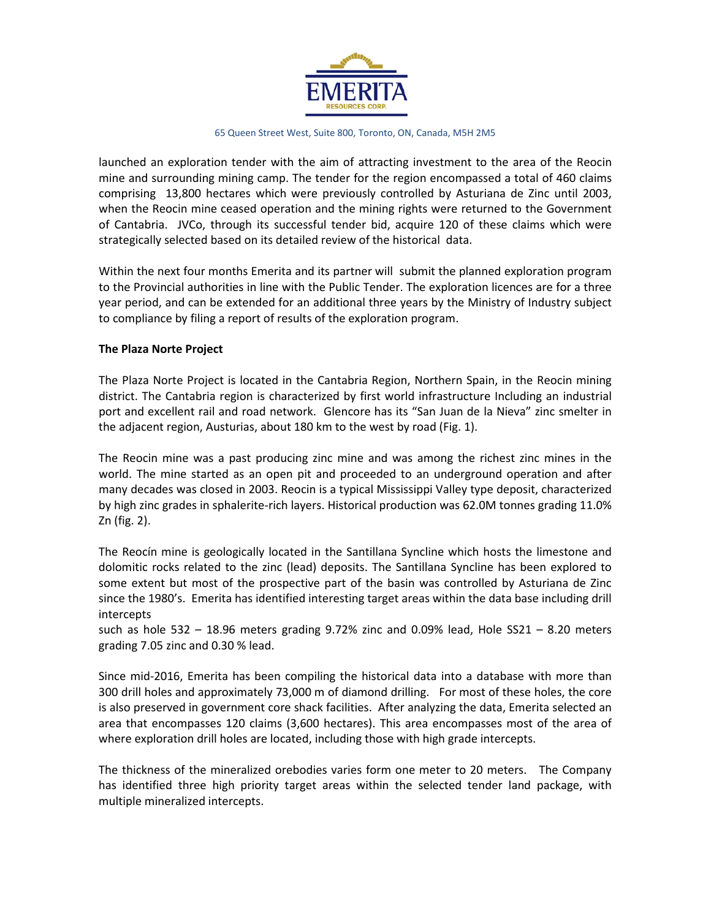launched an exploration tender with the aim of attracting investment to the area of the Reocin mine and surrounding mining camp. The tender for the region encompassed a total of 460 claims comprising 13,800 hectares which were previously controlled by Asturiana de Zinc until 2003, when the Reocin mine ceased operation and the mining rights were returned to the Government of Cantabria. JVCo, through its successful tender bid, acquire 120 of these claims which were strategically selected based on its detailed review of the historical data.

Within the next four months Emerita and its partner will submit the planned exploration program to the Provincial authorities in line with the Public Tender. The exploration licences are for a three year period, and can be extended for an additional three years by the Ministry of Industry subject to compliance by filing a report of results of the exploration program.

**The Plaza Norte Project**

The Plaza Norte Project is located in the Cantabria Region, Northern Spain, in the Reocin mining district. The Cantabria region is characterized by first world infrastructure Including an industrial port and excellent rail and road network. Glencore has its "San Juan de la Nieva" zinc smelter in the adjacent region, Austurias, about 180 km to the west by road (Fig. 1).

The Reocin mine was a past producing zinc mine and was among the richest zinc mines in the world. The mine started as an open pit and proceeded to an underground operation and after many decades was closed in 2003. Reocin is a typical Mississippi Valley type deposit, characterized by high zinc grades in sphalerite-rich layers. Historical production was 62.0M tonnes grading 11.0% Zn (fig. 2).

The Reocín mine is geologically located in the Santillana Syncline which hosts the limestone and dolomitic rocks related to the zinc (lead) deposits. The Santillana Syncline has been explored to some extent but most of the prospective part of the basin was controlled by Asturiana de Zinc since the 1980's. Emerita has identified interesting target areas within the data base including drill intercepts
such as hole 532 – 18.96 meters grading 9.72% zinc and 0.09% lead, Hole SS21 – 8.20 meters grading 7.05 zinc and 0.30 % lead.

Since mid-2016, Emerita has been compiling the historical data into a database with more than 300 drill holes and approximately 73,000 m of diamond drilling. For most of these holes, the core is also preserved in government core shack facilities. After analyzing the data, Emerita selected an area that encompasses 120 claims (3,600 hectares). This area encompasses most of the area of where exploration drill holes are located, including those with high grade intercepts.

The thickness of the mineralized orebodies varies form one meter to 20 meters. The Company has identified three high priority target areas within the selected tender land package, with multiple mineralized intercepts.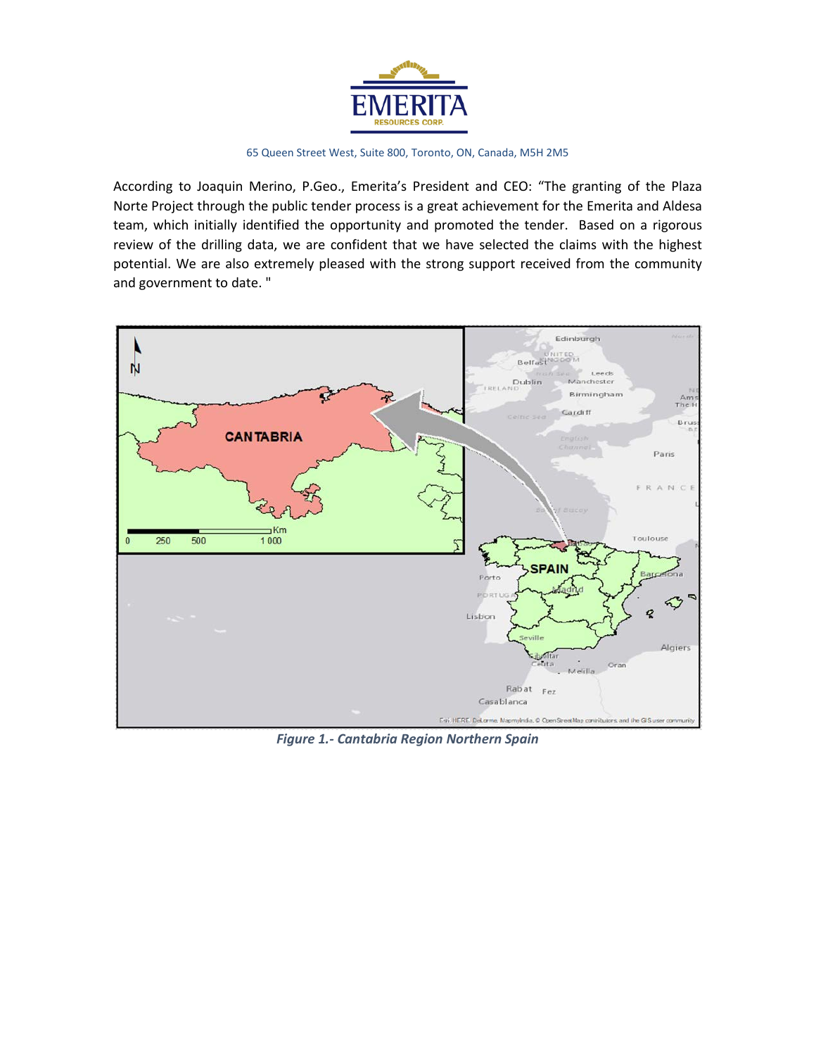According to Joaquin Merino, P.Geo., Emerita's President and CEO: "The granting of the Plaza Norte Project through the public tender process is a great achievement for the Emerita and Aldesa team, which initially identified the opportunity and promoted the tender. Based on a rigorous review of the drilling data, we are confident that we have selected the claims with the highest potential. We are also extremely pleased with the strong support received from the community and government to date. "

*Figure 1.- Cantabria Region Northern Spain*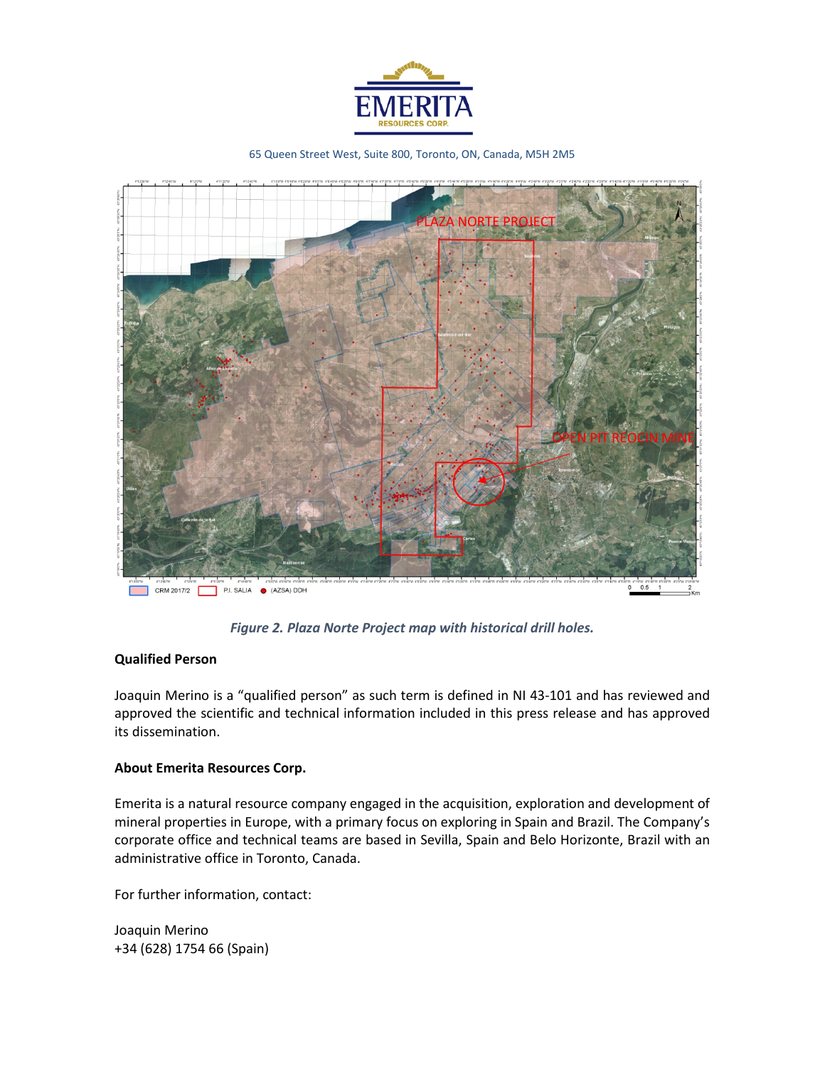# EMERITA
RESOURCES CORP.

65 Queen Street West, Suite 800, Toronto, ON, Canada, M5H 2M5

*Figure 2. Plaza Norte Project map with historical drill holes.*

**Qualified Person**

Joaquin Merino is a "qualified person" as such term is defined in NI 43-101 and has reviewed and approved the scientific and technical information included in this press release and has approved its dissemination.

**About Emerita Resources Corp.**

Emerita is a natural resource company engaged in the acquisition, exploration and development of mineral properties in Europe, with a primary focus on exploring in Spain and Brazil. The Company's corporate office and technical teams are based in Sevilla, Spain and Belo Horizonte, Brazil with an administrative office in Toronto, Canada.

For further information, contact:

Joaquin Merino
+34 (628) 1754 66 (Spain)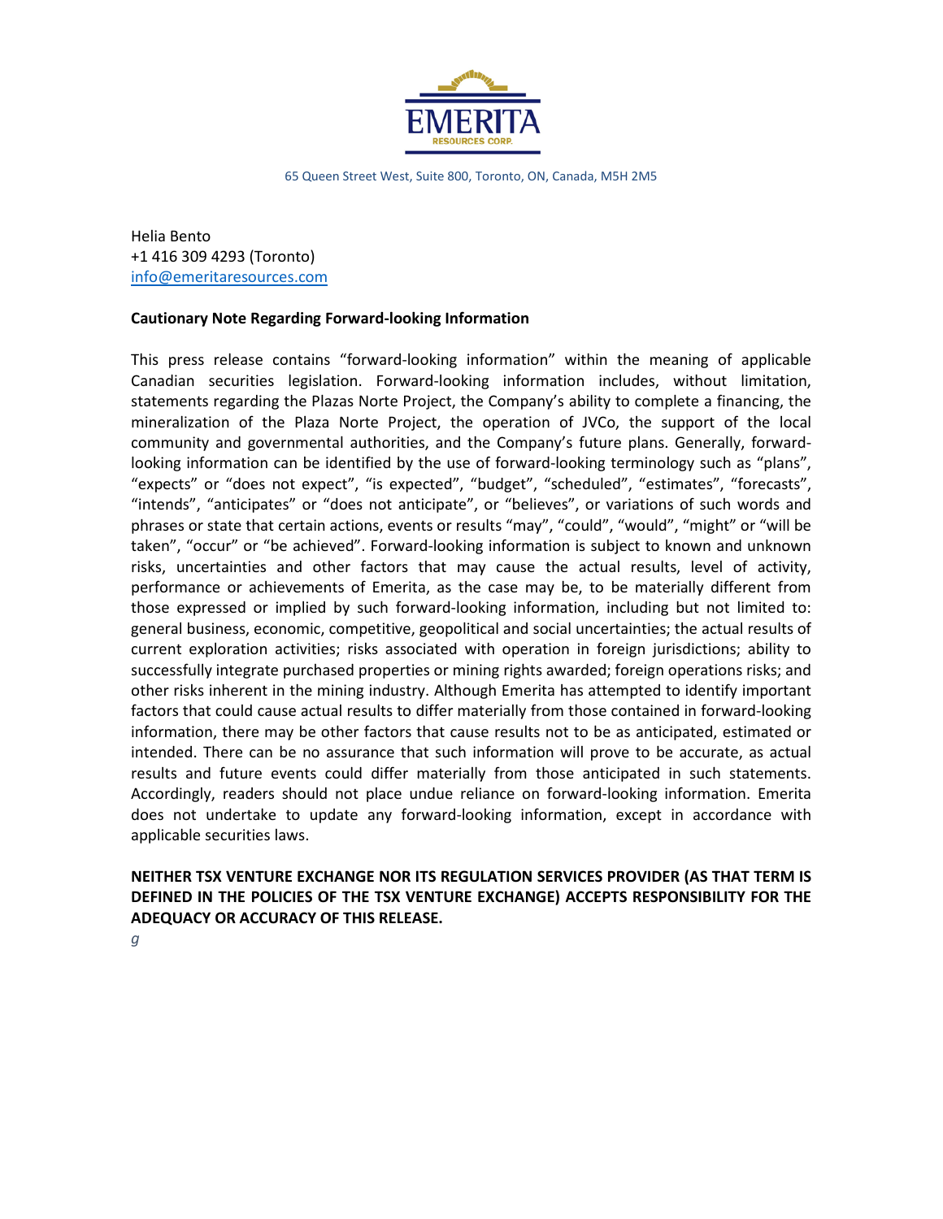EMERITA RESOURCES CORP.

65 Queen Street West, Suite 800, Toronto, ON, Canada, M5H 2M5

Helia Bento
+1 416 309 4293 (Toronto)
info@emeritaresources.com

**Cautionary Note Regarding Forward-looking Information**

This press release contains "forward-looking information" within the meaning of applicable Canadian securities legislation. Forward-looking information includes, without limitation, statements regarding the Plazas Norte Project, the Company's ability to complete a financing, the mineralization of the Plaza Norte Project, the operation of JVCo, the support of the local community and governmental authorities, and the Company's future plans. Generally, forward-looking information can be identified by the use of forward-looking terminology such as "plans", "expects" or "does not expect", "is expected", "budget", "scheduled", "estimates", "forecasts", "intends", "anticipates" or "does not anticipate", or "believes", or variations of such words and phrases or state that certain actions, events or results "may", "could", "would", "might" or "will be taken", "occur" or "be achieved". Forward-looking information is subject to known and unknown risks, uncertainties and other factors that may cause the actual results, level of activity, performance or achievements of Emerita, as the case may be, to be materially different from those expressed or implied by such forward-looking information, including but not limited to: general business, economic, competitive, geopolitical and social uncertainties; the actual results of current exploration activities; risks associated with operation in foreign jurisdictions; ability to successfully integrate purchased properties or mining rights awarded; foreign operations risks; and other risks inherent in the mining industry. Although Emerita has attempted to identify important factors that could cause actual results to differ materially from those contained in forward-looking information, there may be other factors that cause results not to be as anticipated, estimated or intended. There can be no assurance that such information will prove to be accurate, as actual results and future events could differ materially from those anticipated in such statements. Accordingly, readers should not place undue reliance on forward-looking information. Emerita does not undertake to update any forward-looking information, except in accordance with applicable securities laws.

**NEITHER TSX VENTURE EXCHANGE NOR ITS REGULATION SERVICES PROVIDER (AS THAT TERM IS DEFINED IN THE POLICIES OF THE TSX VENTURE EXCHANGE) ACCEPTS RESPONSIBILITY FOR THE ADEQUACY OR ACCURACY OF THIS RELEASE.**

*g*